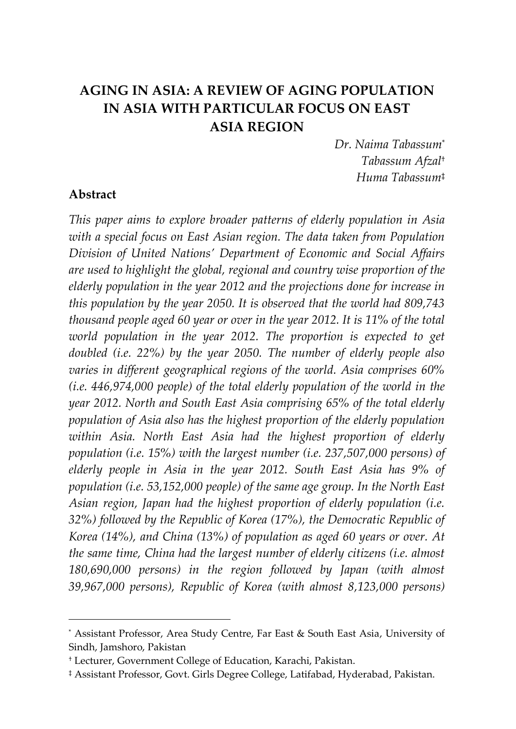# AGING IN ASIA: A REVIEW OF AGING POPULATION IN ASIA WITH PARTICULAR FOCUS ON EAST ASIA REGION

*Dr. Naima Tabassum*[*]
*Tabassum Afzal*[†]
*Huma Tabassum*[‡]

## Abstract

*This paper aims to explore broader patterns of elderly population in Asia with a special focus on East Asian region. The data taken from Population Division of United Nations' Department of Economic and Social Affairs are used to highlight the global, regional and country wise proportion of the elderly population in the year 2012 and the projections done for increase in this population by the year 2050. It is observed that the world had 809,743 thousand people aged 60 year or over in the year 2012. It is 11% of the total world population in the year 2012. The proportion is expected to get doubled (i.e. 22%) by the year 2050. The number of elderly people also varies in different geographical regions of the world. Asia comprises 60% (i.e. 446,974,000 people) of the total elderly population of the world in the year 2012. North and South East Asia comprising 65% of the total elderly population of Asia also has the highest proportion of the elderly population within Asia. North East Asia had the highest proportion of elderly population (i.e. 15%) with the largest number (i.e. 237,507,000 persons) of elderly people in Asia in the year 2012. South East Asia has 9% of population (i.e. 53,152,000 people) of the same age group. In the North East Asian region, Japan had the highest proportion of elderly population (i.e. 32%) followed by the Republic of Korea (17%), the Democratic Republic of Korea (14%), and China (13%) of population as aged 60 years or over. At the same time, China had the largest number of elderly citizens (i.e. almost 180,690,000 persons) in the region followed by Japan (with almost 39,967,000 persons), Republic of Korea (with almost 8,123,000 persons)*

---

[*] Assistant Professor, Area Study Centre, Far East & South East Asia, University of Sindh, Jamshoro, Pakistan

[†] Lecturer, Government College of Education, Karachi, Pakistan.

[‡] Assistant Professor, Govt. Girls Degree College, Latifabad, Hyderabad, Pakistan.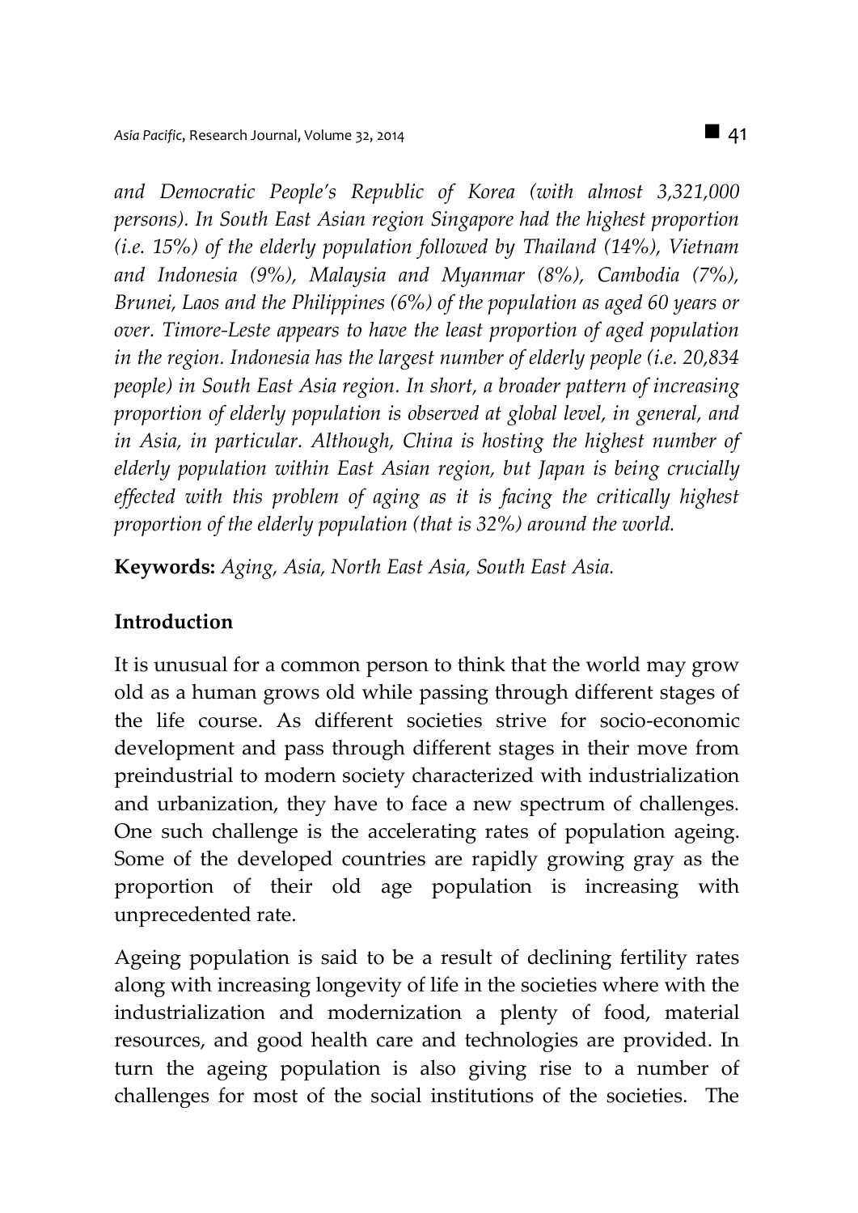*and Democratic People's Republic of Korea (with almost 3,321,000 persons). In South East Asian region Singapore had the highest proportion (i.e. 15%) of the elderly population followed by Thailand (14%), Vietnam and Indonesia (9%), Malaysia and Myanmar (8%), Cambodia (7%), Brunei, Laos and the Philippines (6%) of the population as aged 60 years or over. Timore-Leste appears to have the least proportion of aged population in the region. Indonesia has the largest number of elderly people (i.e. 20,834 people) in South East Asia region. In short, a broader pattern of increasing proportion of elderly population is observed at global level, in general, and in Asia, in particular. Although, China is hosting the highest number of elderly population within East Asian region, but Japan is being crucially effected with this problem of aging as it is facing the critically highest proportion of the elderly population (that is 32%) around the world.*

**Keywords:** *Aging, Asia, North East Asia, South East Asia.*

## Introduction

It is unusual for a common person to think that the world may grow old as a human grows old while passing through different stages of the life course. As different societies strive for socio-economic development and pass through different stages in their move from preindustrial to modern society characterized with industrialization and urbanization, they have to face a new spectrum of challenges. One such challenge is the accelerating rates of population ageing. Some of the developed countries are rapidly growing gray as the proportion of their old age population is increasing with unprecedented rate.

Ageing population is said to be a result of declining fertility rates along with increasing longevity of life in the societies where with the industrialization and modernization a plenty of food, material resources, and good health care and technologies are provided. In turn the ageing population is also giving rise to a number of challenges for most of the social institutions of the societies. The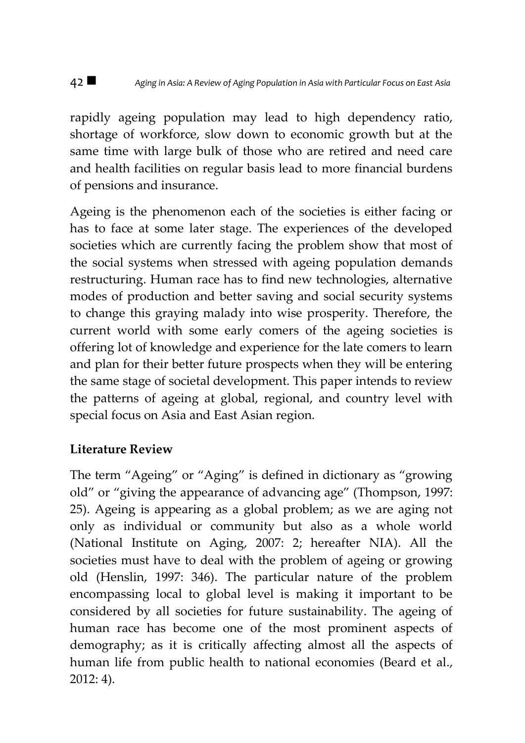rapidly ageing population may lead to high dependency ratio, shortage of workforce, slow down to economic growth but at the same time with large bulk of those who are retired and need care and health facilities on regular basis lead to more financial burdens of pensions and insurance.

Ageing is the phenomenon each of the societies is either facing or has to face at some later stage. The experiences of the developed societies which are currently facing the problem show that most of the social systems when stressed with ageing population demands restructuring. Human race has to find new technologies, alternative modes of production and better saving and social security systems to change this graying malady into wise prosperity. Therefore, the current world with some early comers of the ageing societies is offering lot of knowledge and experience for the late comers to learn and plan for their better future prospects when they will be entering the same stage of societal development. This paper intends to review the patterns of ageing at global, regional, and country level with special focus on Asia and East Asian region.

## Literature Review

The term "Ageing" or "Aging" is defined in dictionary as "growing old" or "giving the appearance of advancing age" (Thompson, 1997: 25). Ageing is appearing as a global problem; as we are aging not only as individual or community but also as a whole world (National Institute on Aging, 2007: 2; hereafter NIA). All the societies must have to deal with the problem of ageing or growing old (Henslin, 1997: 346). The particular nature of the problem encompassing local to global level is making it important to be considered by all societies for future sustainability. The ageing of human race has become one of the most prominent aspects of demography; as it is critically affecting almost all the aspects of human life from public health to national economies (Beard et al., 2012: 4).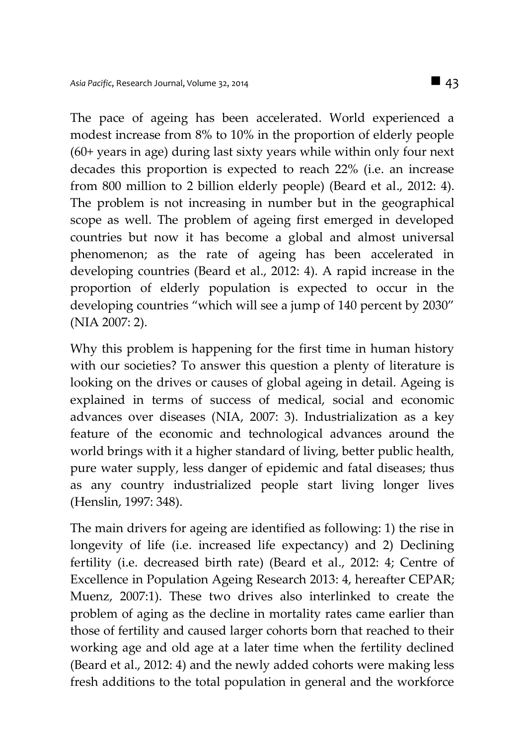The pace of ageing has been accelerated. World experienced a modest increase from 8% to 10% in the proportion of elderly people (60+ years in age) during last sixty years while within only four next decades this proportion is expected to reach 22% (i.e. an increase from 800 million to 2 billion elderly people) (Beard et al., 2012: 4). The problem is not increasing in number but in the geographical scope as well. The problem of ageing first emerged in developed countries but now it has become a global and almost universal phenomenon; as the rate of ageing has been accelerated in developing countries (Beard et al., 2012: 4). A rapid increase in the proportion of elderly population is expected to occur in the developing countries "which will see a jump of 140 percent by 2030" (NIA 2007: 2).

Why this problem is happening for the first time in human history with our societies? To answer this question a plenty of literature is looking on the drives or causes of global ageing in detail. Ageing is explained in terms of success of medical, social and economic advances over diseases (NIA, 2007: 3). Industrialization as a key feature of the economic and technological advances around the world brings with it a higher standard of living, better public health, pure water supply, less danger of epidemic and fatal diseases; thus as any country industrialized people start living longer lives (Henslin, 1997: 348).

The main drivers for ageing are identified as following: 1) the rise in longevity of life (i.e. increased life expectancy) and 2) Declining fertility (i.e. decreased birth rate) (Beard et al., 2012: 4; Centre of Excellence in Population Ageing Research 2013: 4, hereafter CEPAR; Muenz, 2007:1). These two drives also interlinked to create the problem of aging as the decline in mortality rates came earlier than those of fertility and caused larger cohorts born that reached to their working age and old age at a later time when the fertility declined (Beard et al., 2012: 4) and the newly added cohorts were making less fresh additions to the total population in general and the workforce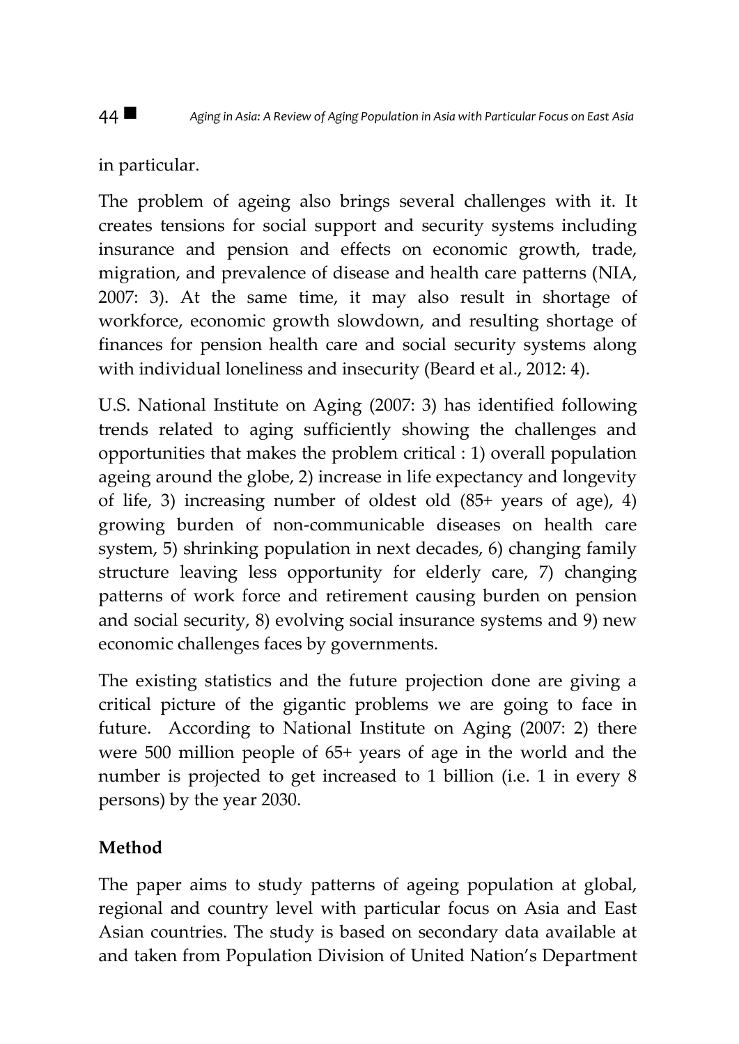in particular.

The problem of ageing also brings several challenges with it. It creates tensions for social support and security systems including insurance and pension and effects on economic growth, trade, migration, and prevalence of disease and health care patterns (NIA, 2007: 3). At the same time, it may also result in shortage of workforce, economic growth slowdown, and resulting shortage of finances for pension health care and social security systems along with individual loneliness and insecurity (Beard et al., 2012: 4).

U.S. National Institute on Aging (2007: 3) has identified following trends related to aging sufficiently showing the challenges and opportunities that makes the problem critical : 1) overall population ageing around the globe, 2) increase in life expectancy and longevity of life, 3) increasing number of oldest old (85+ years of age), 4) growing burden of non-communicable diseases on health care system, 5) shrinking population in next decades, 6) changing family structure leaving less opportunity for elderly care, 7) changing patterns of work force and retirement causing burden on pension and social security, 8) evolving social insurance systems and 9) new economic challenges faces by governments.

The existing statistics and the future projection done are giving a critical picture of the gigantic problems we are going to face in future. According to National Institute on Aging (2007: 2) there were 500 million people of 65+ years of age in the world and the number is projected to get increased to 1 billion (i.e. 1 in every 8 persons) by the year 2030.

## Method

The paper aims to study patterns of ageing population at global, regional and country level with particular focus on Asia and East Asian countries. The study is based on secondary data available at and taken from Population Division of United Nation's Department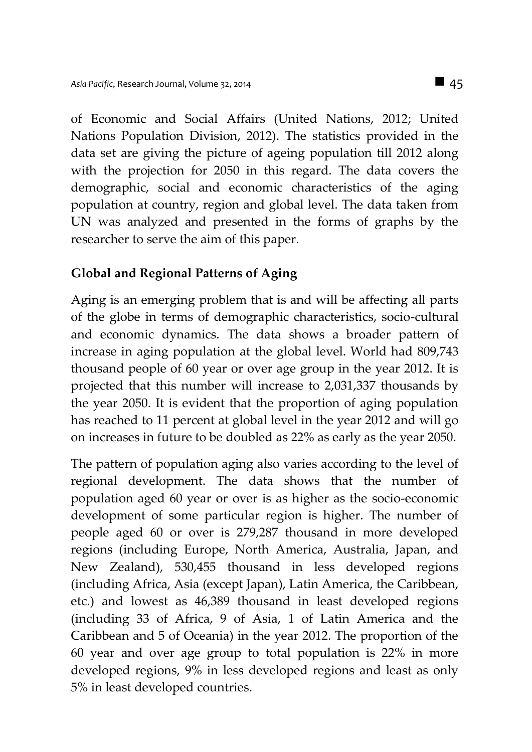of Economic and Social Affairs (United Nations, 2012; United Nations Population Division, 2012). The statistics provided in the data set are giving the picture of ageing population till 2012 along with the projection for 2050 in this regard. The data covers the demographic, social and economic characteristics of the aging population at country, region and global level. The data taken from UN was analyzed and presented in the forms of graphs by the researcher to serve the aim of this paper.

## Global and Regional Patterns of Aging

Aging is an emerging problem that is and will be affecting all parts of the globe in terms of demographic characteristics, socio-cultural and economic dynamics. The data shows a broader pattern of increase in aging population at the global level. World had 809,743 thousand people of 60 year or over age group in the year 2012. It is projected that this number will increase to 2,031,337 thousands by the year 2050. It is evident that the proportion of aging population has reached to 11 percent at global level in the year 2012 and will go on increases in future to be doubled as 22% as early as the year 2050.

The pattern of population aging also varies according to the level of regional development. The data shows that the number of population aged 60 year or over is as higher as the socio-economic development of some particular region is higher. The number of people aged 60 or over is 279,287 thousand in more developed regions (including Europe, North America, Australia, Japan, and New Zealand), 530,455 thousand in less developed regions (including Africa, Asia (except Japan), Latin America, the Caribbean, etc.) and lowest as 46,389 thousand in least developed regions (including 33 of Africa, 9 of Asia, 1 of Latin America and the Caribbean and 5 of Oceania) in the year 2012. The proportion of the 60 year and over age group to total population is 22% in more developed regions, 9% in less developed regions and least as only 5% in least developed countries.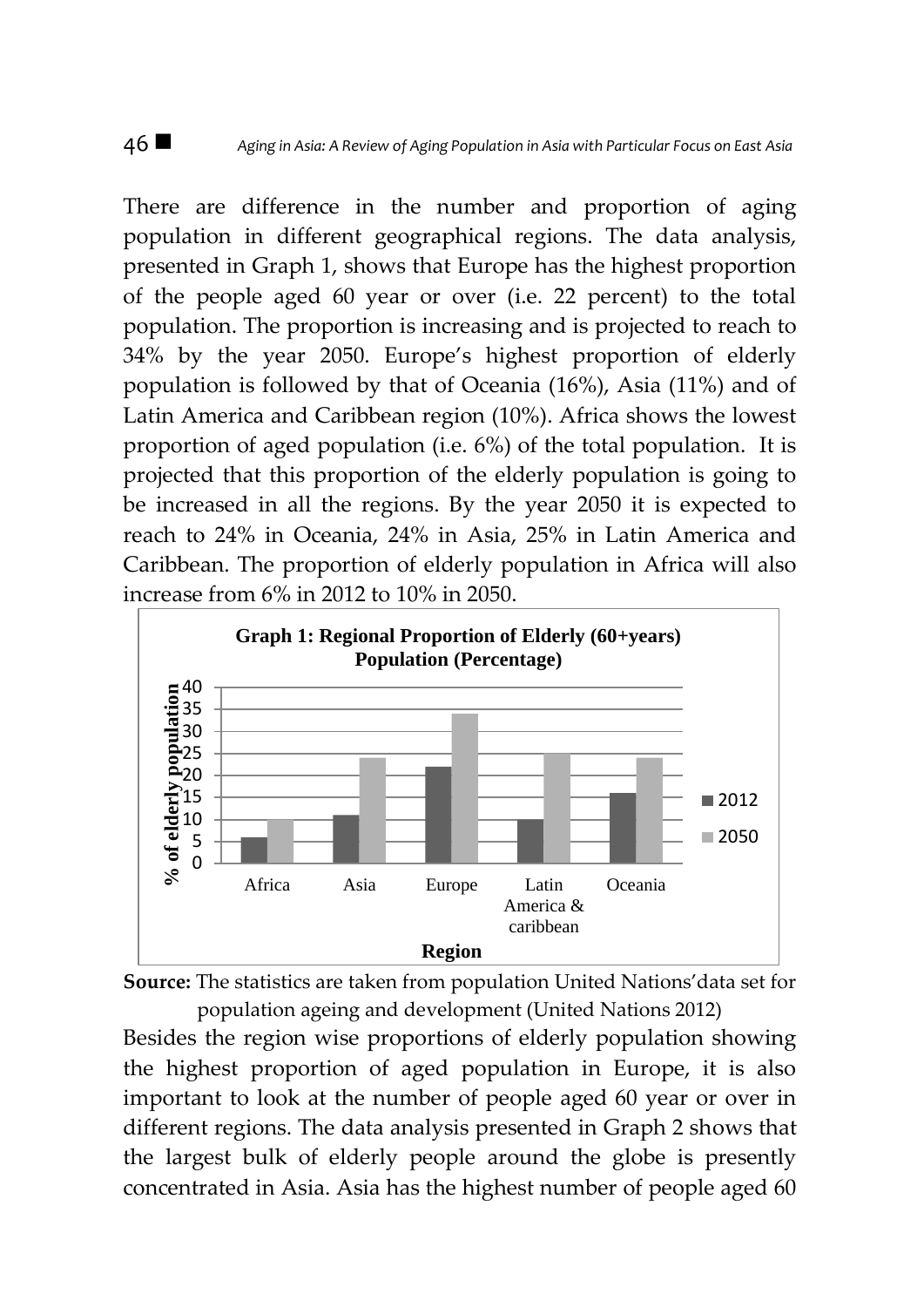There are difference in the number and proportion of aging population in different geographical regions. The data analysis, presented in Graph 1, shows that Europe has the highest proportion of the people aged 60 year or over (i.e. 22 percent) to the total population. The proportion is increasing and is projected to reach to 34% by the year 2050. Europe's highest proportion of elderly population is followed by that of Oceania (16%), Asia (11%) and of Latin America and Caribbean region (10%). Africa shows the lowest proportion of aged population (i.e. 6%) of the total population. It is projected that this proportion of the elderly population is going to be increased in all the regions. By the year 2050 it is expected to reach to 24% in Oceania, 24% in Asia, 25% in Latin America and Caribbean. The proportion of elderly population in Africa will also increase from 6% in 2012 to 10% in 2050.

**Graph 1: Regional Proportion of Elderly (60+years) Population (Percentage)**

% of elderly population

0
5
10
15
20
25
30
35
40

Africa
Asia
Europe
Latin America & caribbean
Oceania

Region

2012
2050

**Source:** The statistics are taken from population United Nations'data set for population ageing and development (United Nations 2012)

Besides the region wise proportions of elderly population showing the highest proportion of aged population in Europe, it is also important to look at the number of people aged 60 year or over in different regions. The data analysis presented in Graph 2 shows that the largest bulk of elderly people around the globe is presently concentrated in Asia. Asia has the highest number of people aged 60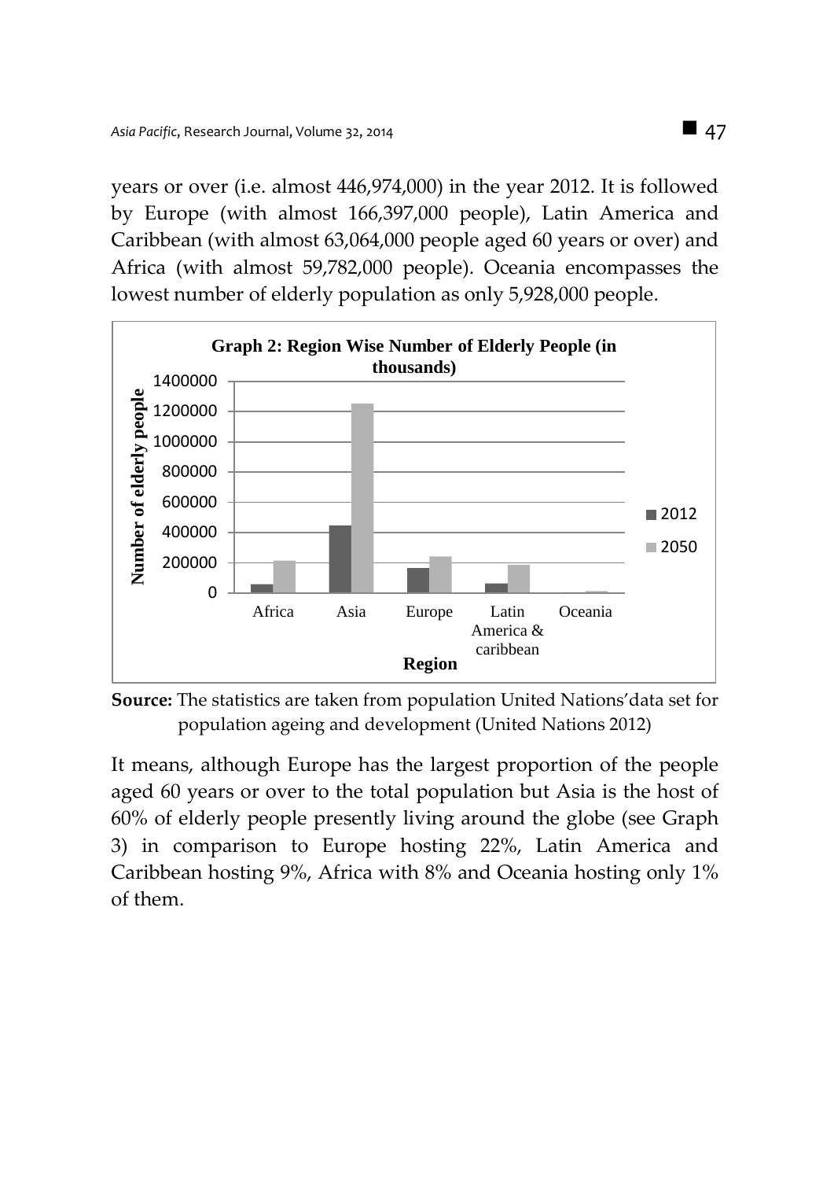years or over (i.e. almost 446,974,000) in the year 2012. It is followed by Europe (with almost 166,397,000 people), Latin America and Caribbean (with almost 63,064,000 people aged 60 years or over) and Africa (with almost 59,782,000 people). Oceania encompasses the lowest number of elderly population as only 5,928,000 people.

**Graph 2: Region Wise Number of Elderly People (in thousands)**

Number of elderly people

1400000
1200000
1000000
800000
600000
400000
200000
0

Africa
Asia
Europe
Latin America & caribbean
Oceania

**Region**

2012
2050

**Source:** The statistics are taken from population United Nations'data set for population ageing and development (United Nations 2012)

It means, although Europe has the largest proportion of the people aged 60 years or over to the total population but Asia is the host of 60% of elderly people presently living around the globe (see Graph 3) in comparison to Europe hosting 22%, Latin America and Caribbean hosting 9%, Africa with 8% and Oceania hosting only 1% of them.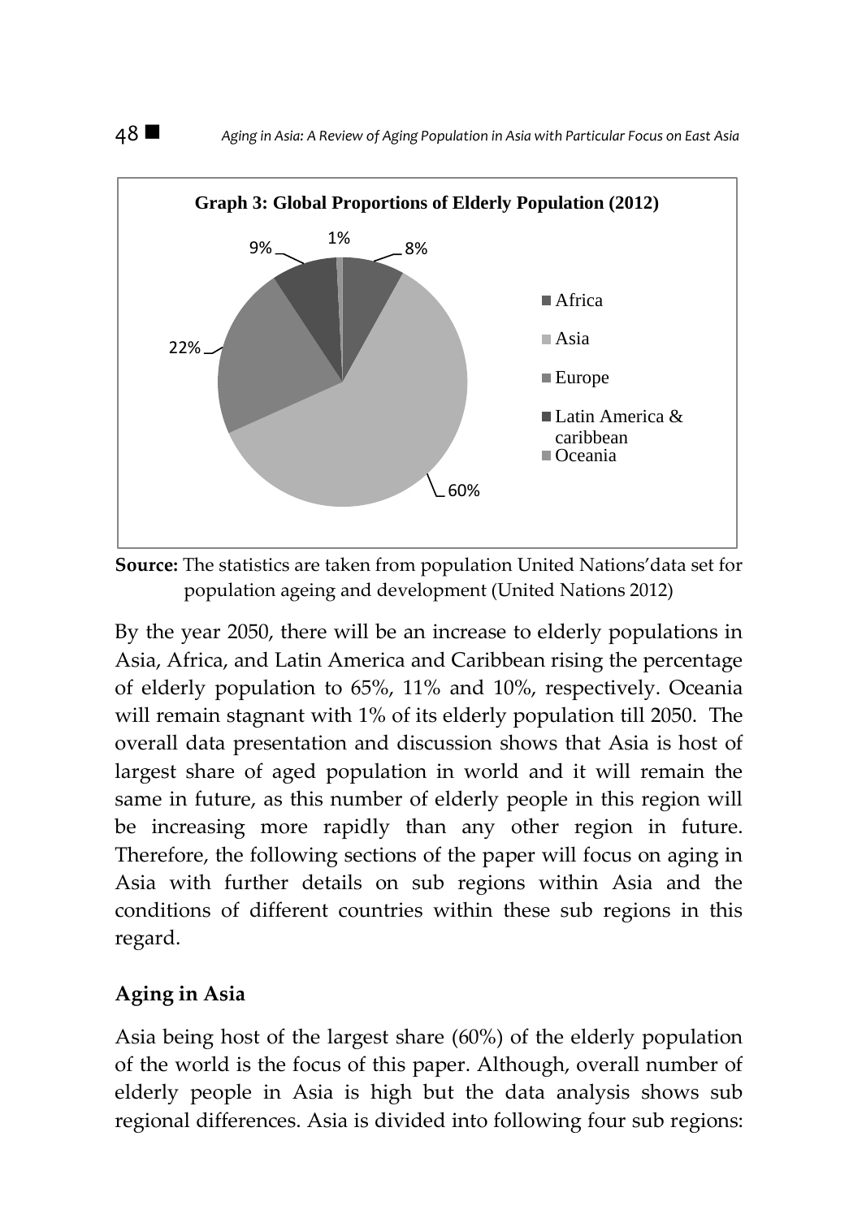**Graph 3: Global Proportions of Elderly Population (2012)**

1%
9%
8%
22%
60%

Africa
Asia
Europe
Latin America & caribbean
Oceania

**Source:** The statistics are taken from population United Nations'data set for population ageing and development (United Nations 2012)

By the year 2050, there will be an increase to elderly populations in Asia, Africa, and Latin America and Caribbean rising the percentage of elderly population to 65%, 11% and 10%, respectively. Oceania will remain stagnant with 1% of its elderly population till 2050. The overall data presentation and discussion shows that Asia is host of largest share of aged population in world and it will remain the same in future, as this number of elderly people in this region will be increasing more rapidly than any other region in future. Therefore, the following sections of the paper will focus on aging in Asia with further details on sub regions within Asia and the conditions of different countries within these sub regions in this regard.

## Aging in Asia

Asia being host of the largest share (60%) of the elderly population of the world is the focus of this paper. Although, overall number of elderly people in Asia is high but the data analysis shows sub regional differences. Asia is divided into following four sub regions: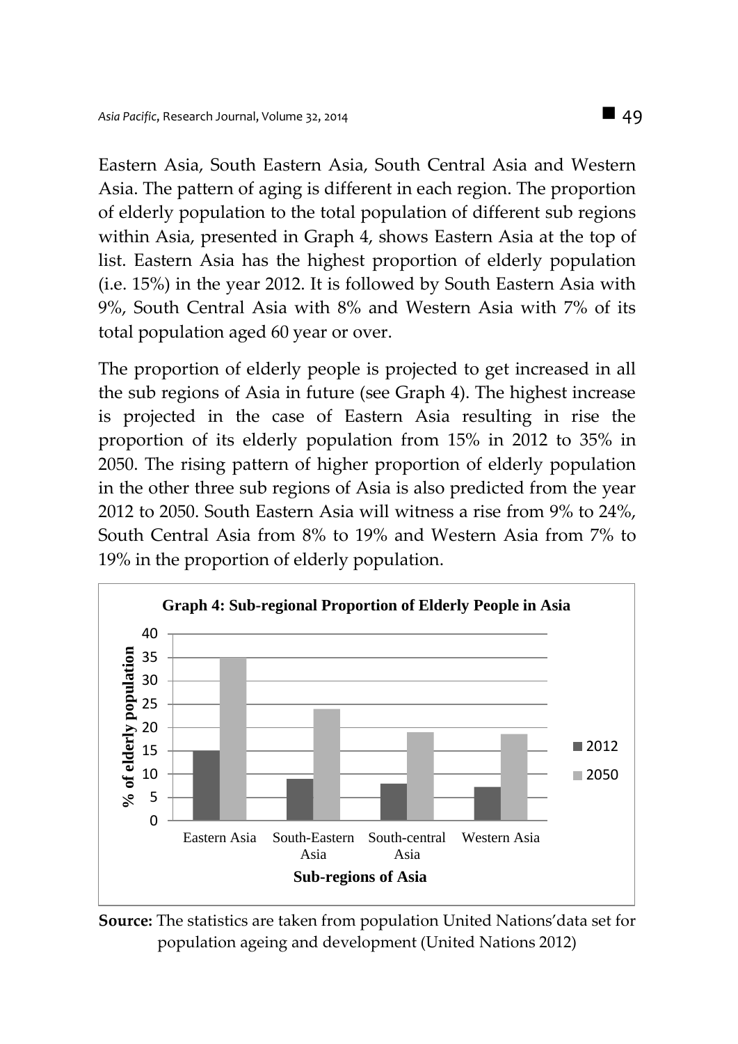Eastern Asia, South Eastern Asia, South Central Asia and Western Asia. The pattern of aging is different in each region. The proportion of elderly population to the total population of different sub regions within Asia, presented in Graph 4, shows Eastern Asia at the top of list. Eastern Asia has the highest proportion of elderly population (i.e. 15%) in the year 2012. It is followed by South Eastern Asia with 9%, South Central Asia with 8% and Western Asia with 7% of its total population aged 60 year or over.

The proportion of elderly people is projected to get increased in all the sub regions of Asia in future (see Graph 4). The highest increase is projected in the case of Eastern Asia resulting in rise the proportion of its elderly population from 15% in 2012 to 35% in 2050. The rising pattern of higher proportion of elderly population in the other three sub regions of Asia is also predicted from the year 2012 to 2050. South Eastern Asia will witness a rise from 9% to 24%, South Central Asia from 8% to 19% and Western Asia from 7% to 19% in the proportion of elderly population.

**Graph 4: Sub-regional Proportion of Elderly People in Asia**

% of elderly population

40
35
30
25
20
15
10
5
0

Eastern Asia
South-Eastern Asia
South-central Asia
Western Asia

Sub-regions of Asia

2012
2050

**Source:** The statistics are taken from population United Nations'data set for population ageing and development (United Nations 2012)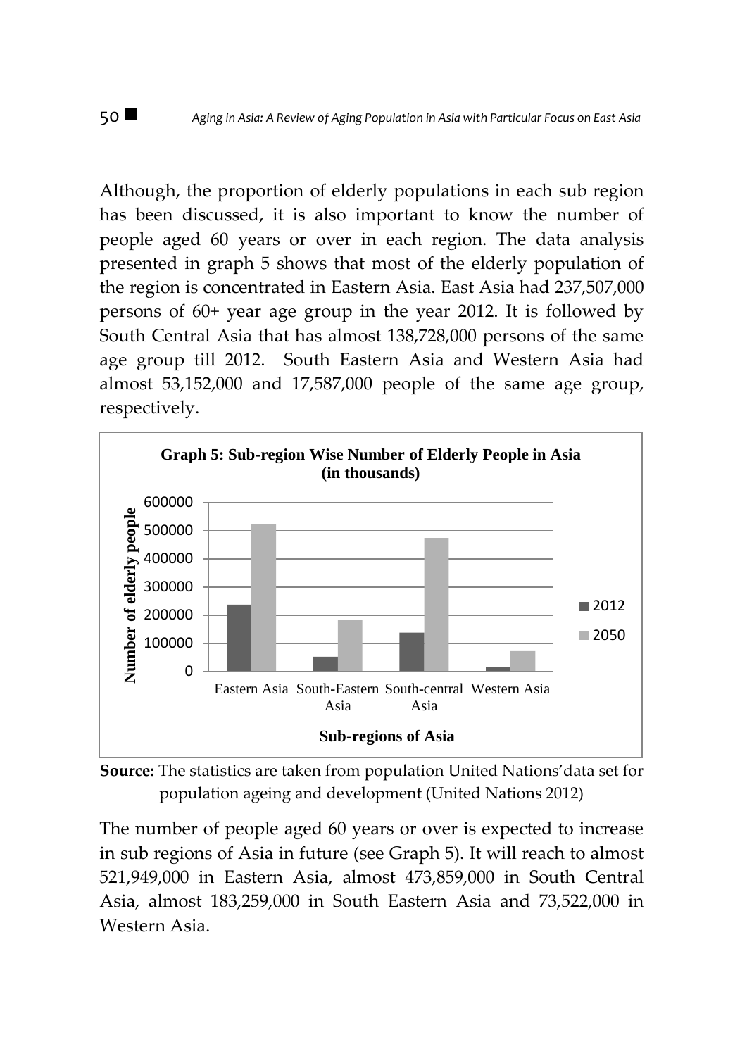Although, the proportion of elderly populations in each sub region has been discussed, it is also important to know the number of people aged 60 years or over in each region. The data analysis presented in graph 5 shows that most of the elderly population of the region is concentrated in Eastern Asia. East Asia had 237,507,000 persons of 60+ year age group in the year 2012. It is followed by South Central Asia that has almost 138,728,000 persons of the same age group till 2012. South Eastern Asia and Western Asia had almost 53,152,000 and 17,587,000 people of the same age group, respectively.

**Graph 5: Sub-region Wise Number of Elderly People in Asia (in thousands)**

Number of elderly people

600000
500000
400000
300000
200000
100000
0

Eastern Asia
South-Eastern Asia
South-central Asia
Western Asia

Sub-regions of Asia

2012
2050

**Source:** The statistics are taken from population United Nations' data set for population ageing and development (United Nations 2012)

The number of people aged 60 years or over is expected to increase in sub regions of Asia in future (see Graph 5). It will reach to almost 521,949,000 in Eastern Asia, almost 473,859,000 in South Central Asia, almost 183,259,000 in South Eastern Asia and 73,522,000 in Western Asia.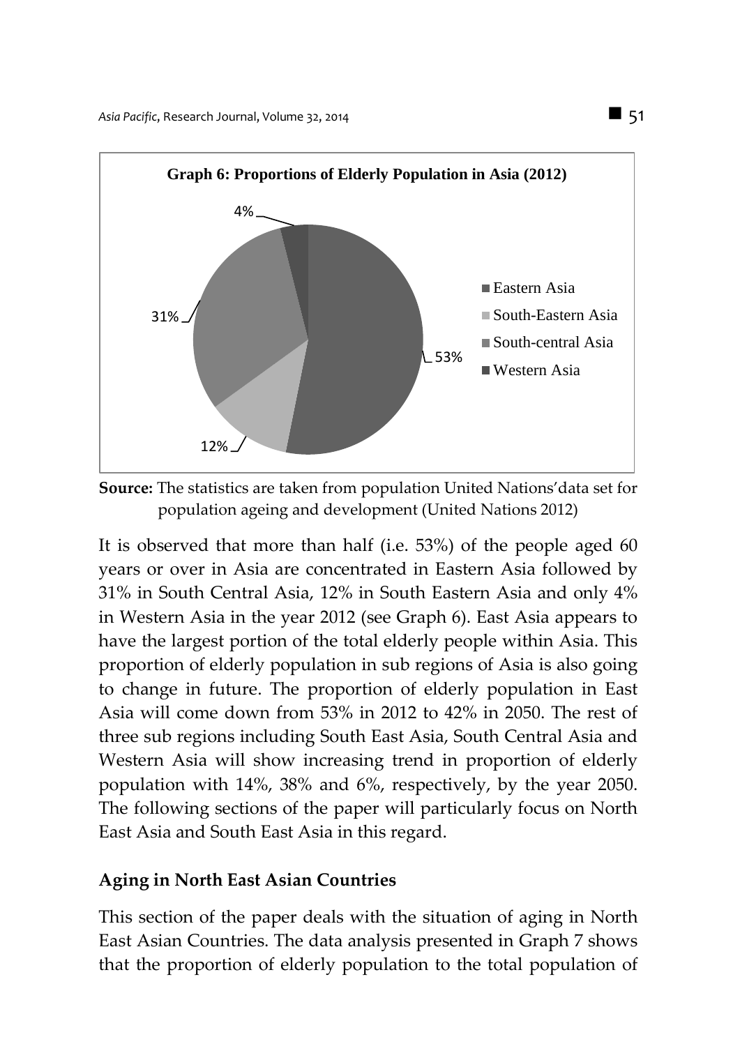**Graph 6: Proportions of Elderly Population in Asia (2012)**

4%

31%

53%

12%

Eastern Asia
South-Eastern Asia
South-central Asia
Western Asia

**Source:** The statistics are taken from population United Nations'data set for population ageing and development (United Nations 2012)

It is observed that more than half (i.e. 53%) of the people aged 60 years or over in Asia are concentrated in Eastern Asia followed by 31% in South Central Asia, 12% in South Eastern Asia and only 4% in Western Asia in the year 2012 (see Graph 6). East Asia appears to have the largest portion of the total elderly people within Asia. This proportion of elderly population in sub regions of Asia is also going to change in future. The proportion of elderly population in East Asia will come down from 53% in 2012 to 42% in 2050. The rest of three sub regions including South East Asia, South Central Asia and Western Asia will show increasing trend in proportion of elderly population with 14%, 38% and 6%, respectively, by the year 2050. The following sections of the paper will particularly focus on North East Asia and South East Asia in this regard.

## Aging in North East Asian Countries

This section of the paper deals with the situation of aging in North East Asian Countries. The data analysis presented in Graph 7 shows that the proportion of elderly population to the total population of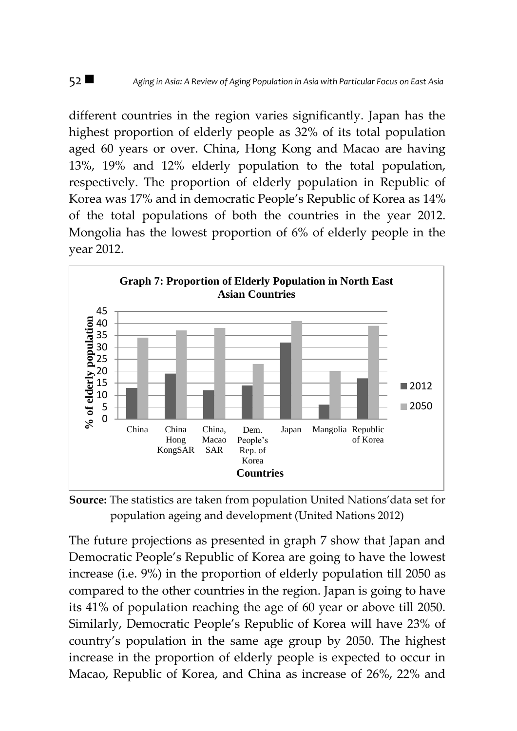different countries in the region varies significantly. Japan has the highest proportion of elderly people as 32% of its total population aged 60 years or over. China, Hong Kong and Macao are having 13%, 19% and 12% elderly population to the total population, respectively. The proportion of elderly population in Republic of Korea was 17% and in democratic People's Republic of Korea as 14% of the total populations of both the countries in the year 2012. Mongolia has the lowest proportion of 6% of elderly people in the year 2012.

**Graph 7: Proportion of Elderly Population in North East Asian Countries**

% of elderly population

45
40
35
30
25
20
15
10
5
0

China
China Hong KongSAR
China, Macao SAR
Dem. People's Rep. of Korea
Japan
Mangolia
Republic of Korea

Countries

2012
2050

**Source:** The statistics are taken from population United Nations' data set for population ageing and development (United Nations 2012)

The future projections as presented in graph 7 show that Japan and Democratic People's Republic of Korea are going to have the lowest increase (i.e. 9%) in the proportion of elderly population till 2050 as compared to the other countries in the region. Japan is going to have its 41% of population reaching the age of 60 year or above till 2050. Similarly, Democratic People's Republic of Korea will have 23% of country's population in the same age group by 2050. The highest increase in the proportion of elderly people is expected to occur in Macao, Republic of Korea, and China as increase of 26%, 22% and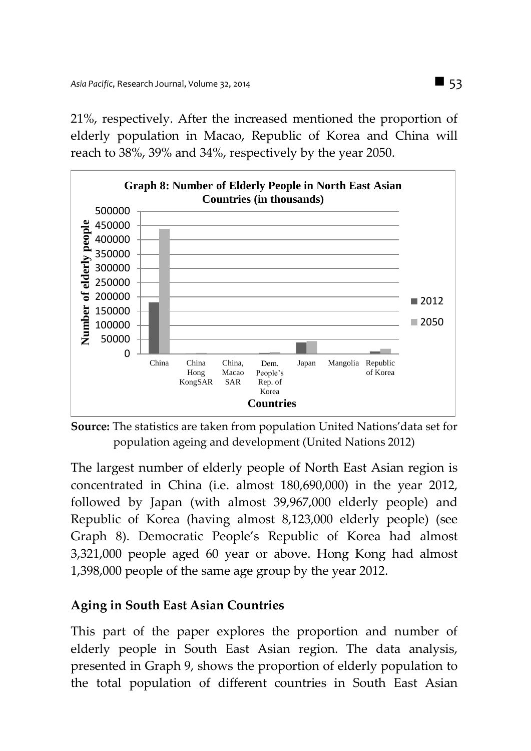21%, respectively. After the increased mentioned the proportion of elderly population in Macao, Republic of Korea and China will reach to 38%, 39% and 34%, respectively by the year 2050.

**Graph 8: Number of Elderly People in North East Asian Countries (in thousands)**

Number of elderly people

500000
450000
400000
350000
300000
250000
200000
150000
100000
50000
0

China
China Hong KongSAR
China, Macao SAR
Dem. People's Rep. of Korea
Japan
Mangolia
Republic of Korea

Countries

2012
2050

**Source:** The statistics are taken from population United Nations'data set for population ageing and development (United Nations 2012)

The largest number of elderly people of North East Asian region is concentrated in China (i.e. almost 180,690,000) in the year 2012, followed by Japan (with almost 39,967,000 elderly people) and Republic of Korea (having almost 8,123,000 elderly people) (see Graph 8). Democratic People's Republic of Korea had almost 3,321,000 people aged 60 year or above. Hong Kong had almost 1,398,000 people of the same age group by the year 2012.

### Aging in South East Asian Countries

This part of the paper explores the proportion and number of elderly people in South East Asian region. The data analysis, presented in Graph 9, shows the proportion of elderly population to the total population of different countries in South East Asian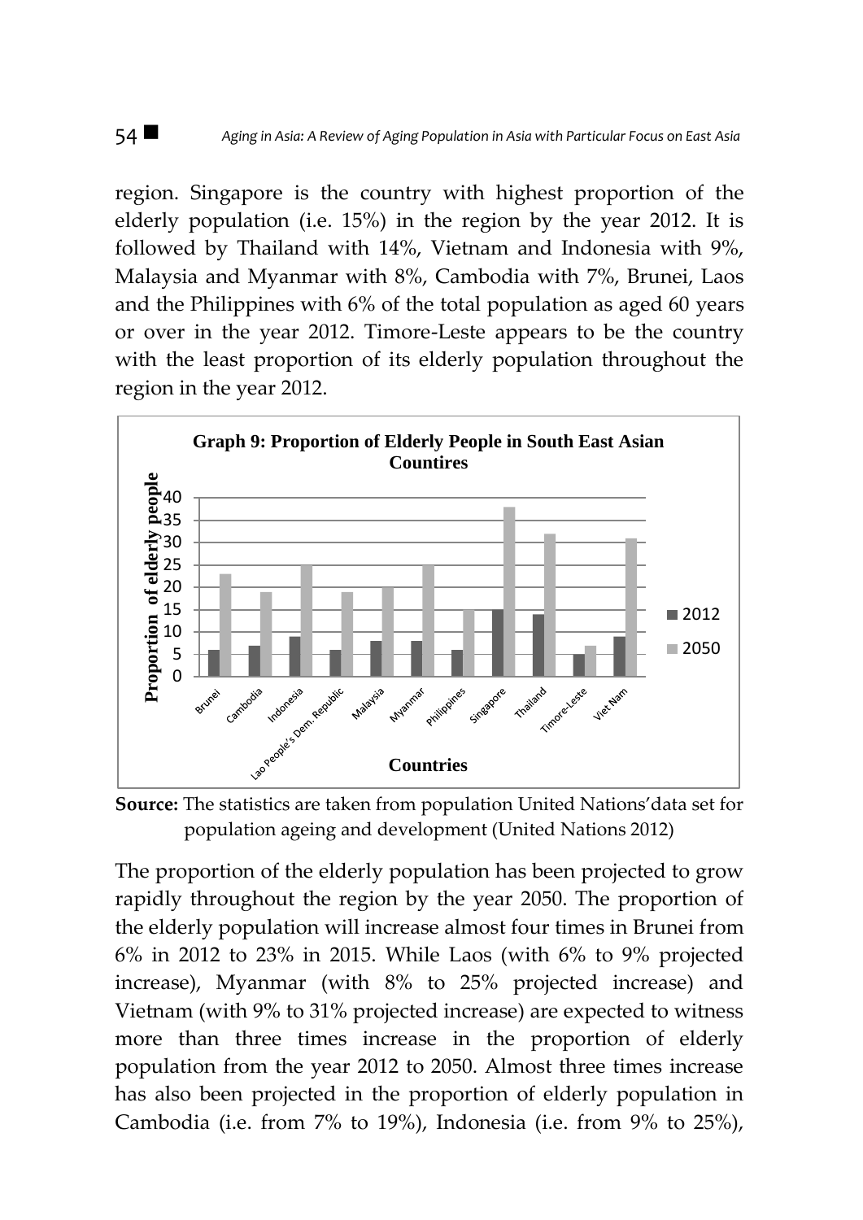region. Singapore is the country with highest proportion of the elderly population (i.e. 15%) in the region by the year 2012. It is followed by Thailand with 14%, Vietnam and Indonesia with 9%, Malaysia and Myanmar with 8%, Cambodia with 7%, Brunei, Laos and the Philippines with 6% of the total population as aged 60 years or over in the year 2012. Timore-Leste appears to be the country with the least proportion of its elderly population throughout the region in the year 2012.

**Graph 9: Proportion of Elderly People in South East Asian Countires**

Proportion of elderly people

40
35
30
25
20
15
10
5
0

Brunei
Cambodia
Indonesia
Lao People's Dem. Republic
Malaysia
Myanmar
Philippines
Singapore
Thailand
Timore-Leste
Viet Nam

Countries

2012
2050

**Source:** The statistics are taken from population United Nations'data set for population ageing and development (United Nations 2012)

The proportion of the elderly population has been projected to grow rapidly throughout the region by the year 2050. The proportion of the elderly population will increase almost four times in Brunei from 6% in 2012 to 23% in 2015. While Laos (with 6% to 9% projected increase), Myanmar (with 8% to 25% projected increase) and Vietnam (with 9% to 31% projected increase) are expected to witness more than three times increase in the proportion of elderly population from the year 2012 to 2050. Almost three times increase has also been projected in the proportion of elderly population in Cambodia (i.e. from 7% to 19%), Indonesia (i.e. from 9% to 25%),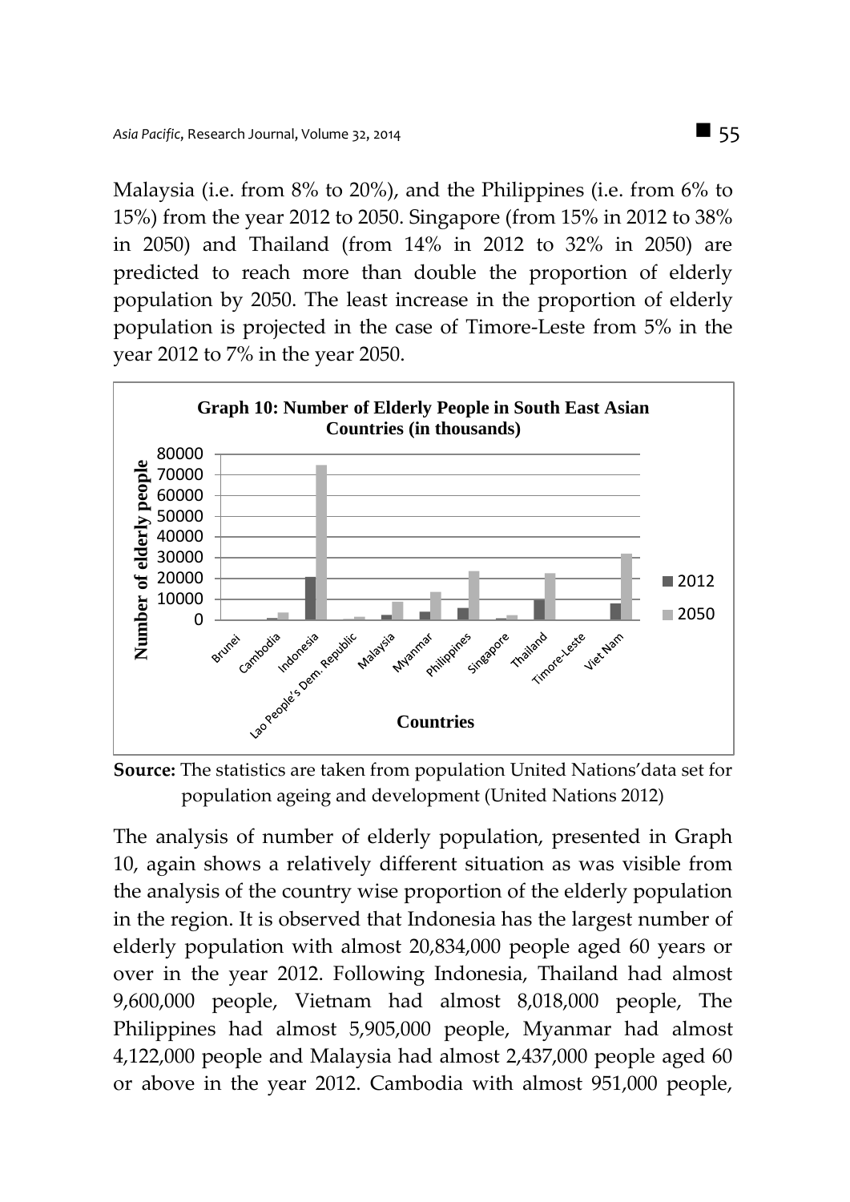Malaysia (i.e. from 8% to 20%), and the Philippines (i.e. from 6% to 15%) from the year 2012 to 2050. Singapore (from 15% in 2012 to 38% in 2050) and Thailand (from 14% in 2012 to 32% in 2050) are predicted to reach more than double the proportion of elderly population by 2050. The least increase in the proportion of elderly population is projected in the case of Timore-Leste from 5% in the year 2012 to 7% in the year 2050.

**Graph 10: Number of Elderly People in South East Asian Countries (in thousands)**

Number of elderly people

80000
70000
60000
50000
40000
30000
20000
10000
0

Brunei
Cambodia
Indonesia
Lao People's Dem. Republic
Malaysia
Myanmar
Philippines
Singapore
Thailand
Timore-Leste
Viet Nam

Countries

2012
2050

**Source:** The statistics are taken from population United Nations' data set for population ageing and development (United Nations 2012)

The analysis of number of elderly population, presented in Graph 10, again shows a relatively different situation as was visible from the analysis of the country wise proportion of the elderly population in the region. It is observed that Indonesia has the largest number of elderly population with almost 20,834,000 people aged 60 years or over in the year 2012. Following Indonesia, Thailand had almost 9,600,000 people, Vietnam had almost 8,018,000 people, The Philippines had almost 5,905,000 people, Myanmar had almost 4,122,000 people and Malaysia had almost 2,437,000 people aged 60 or above in the year 2012. Cambodia with almost 951,000 people,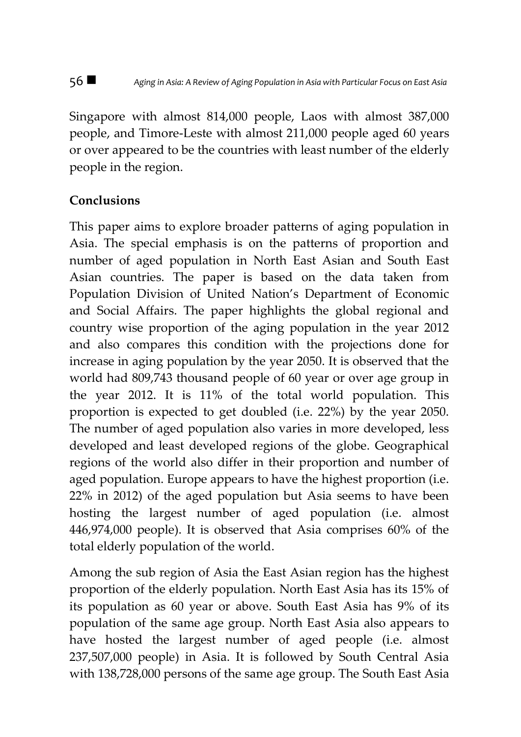Singapore with almost 814,000 people, Laos with almost 387,000 people, and Timore-Leste with almost 211,000 people aged 60 years or over appeared to be the countries with least number of the elderly people in the region.

## Conclusions

This paper aims to explore broader patterns of aging population in Asia. The special emphasis is on the patterns of proportion and number of aged population in North East Asian and South East Asian countries. The paper is based on the data taken from Population Division of United Nation's Department of Economic and Social Affairs. The paper highlights the global regional and country wise proportion of the aging population in the year 2012 and also compares this condition with the projections done for increase in aging population by the year 2050. It is observed that the world had 809,743 thousand people of 60 year or over age group in the year 2012. It is 11% of the total world population. This proportion is expected to get doubled (i.e. 22%) by the year 2050. The number of aged population also varies in more developed, less developed and least developed regions of the globe. Geographical regions of the world also differ in their proportion and number of aged population. Europe appears to have the highest proportion (i.e. 22% in 2012) of the aged population but Asia seems to have been hosting the largest number of aged population (i.e. almost 446,974,000 people). It is observed that Asia comprises 60% of the total elderly population of the world.

Among the sub region of Asia the East Asian region has the highest proportion of the elderly population. North East Asia has its 15% of its population as 60 year or above. South East Asia has 9% of its population of the same age group. North East Asia also appears to have hosted the largest number of aged people (i.e. almost 237,507,000 people) in Asia. It is followed by South Central Asia with 138,728,000 persons of the same age group. The South East Asia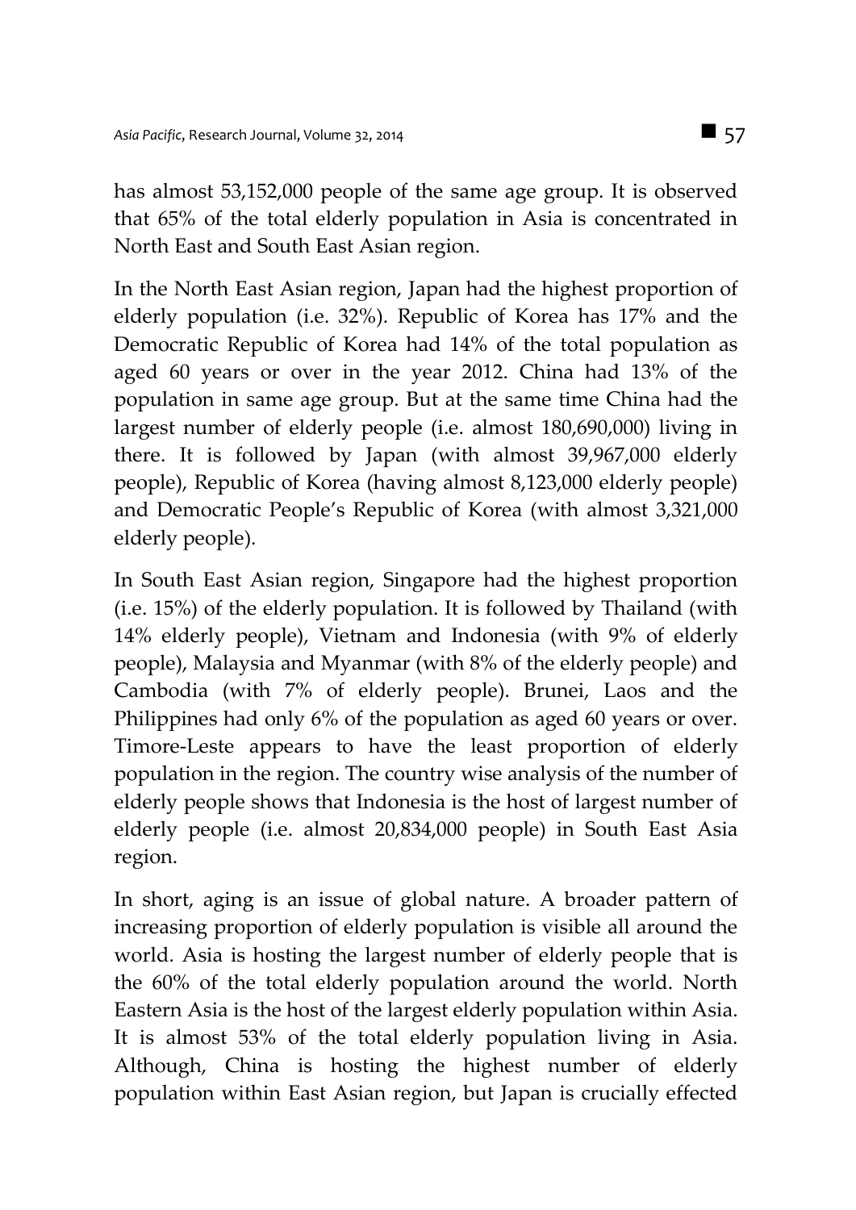has almost 53,152,000 people of the same age group. It is observed that 65% of the total elderly population in Asia is concentrated in North East and South East Asian region.

In the North East Asian region, Japan had the highest proportion of elderly population (i.e. 32%). Republic of Korea has 17% and the Democratic Republic of Korea had 14% of the total population as aged 60 years or over in the year 2012. China had 13% of the population in same age group. But at the same time China had the largest number of elderly people (i.e. almost 180,690,000) living in there. It is followed by Japan (with almost 39,967,000 elderly people), Republic of Korea (having almost 8,123,000 elderly people) and Democratic People's Republic of Korea (with almost 3,321,000 elderly people).

In South East Asian region, Singapore had the highest proportion (i.e. 15%) of the elderly population. It is followed by Thailand (with 14% elderly people), Vietnam and Indonesia (with 9% of elderly people), Malaysia and Myanmar (with 8% of the elderly people) and Cambodia (with 7% of elderly people). Brunei, Laos and the Philippines had only 6% of the population as aged 60 years or over. Timore-Leste appears to have the least proportion of elderly population in the region. The country wise analysis of the number of elderly people shows that Indonesia is the host of largest number of elderly people (i.e. almost 20,834,000 people) in South East Asia region.

In short, aging is an issue of global nature. A broader pattern of increasing proportion of elderly population is visible all around the world. Asia is hosting the largest number of elderly people that is the 60% of the total elderly population around the world. North Eastern Asia is the host of the largest elderly population within Asia. It is almost 53% of the total elderly population living in Asia. Although, China is hosting the highest number of elderly population within East Asian region, but Japan is crucially effected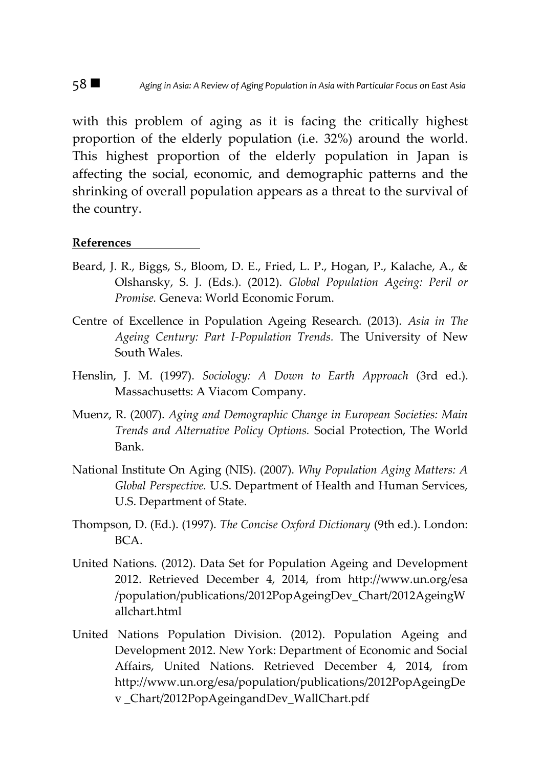with this problem of aging as it is facing the critically highest proportion of the elderly population (i.e. 32%) around the world. This highest proportion of the elderly population in Japan is affecting the social, economic, and demographic patterns and the shrinking of overall population appears as a threat to the survival of the country.

## References

Beard, J. R., Biggs, S., Bloom, D. E., Fried, L. P., Hogan, P., Kalache, A., & Olshansky, S. J. (Eds.). (2012). *Global Population Ageing: Peril or Promise.* Geneva: World Economic Forum.

Centre of Excellence in Population Ageing Research. (2013). *Asia in The Ageing Century: Part I-Population Trends.* The University of New South Wales.

Henslin, J. M. (1997). *Sociology: A Down to Earth Approach* (3rd ed.). Massachusetts: A Viacom Company.

Muenz, R. (2007). *Aging and Demographic Change in European Societies: Main Trends and Alternative Policy Options.* Social Protection, The World Bank.

National Institute On Aging (NIS). (2007). *Why Population Aging Matters: A Global Perspective.* U.S. Department of Health and Human Services, U.S. Department of State.

Thompson, D. (Ed.). (1997). *The Concise Oxford Dictionary* (9th ed.). London: BCA.

United Nations. (2012). Data Set for Population Ageing and Development 2012. Retrieved December 4, 2014, from http://www.un.org/esa/population/publications/2012PopAgeingDev_Chart/2012AgeingWallchart.html

United Nations Population Division. (2012). Population Ageing and Development 2012. New York: Department of Economic and Social Affairs, United Nations. Retrieved December 4, 2014, from http://www.un.org/esa/population/publications/2012PopAgeingDev _Chart/2012PopAgeingandDev_WallChart.pdf